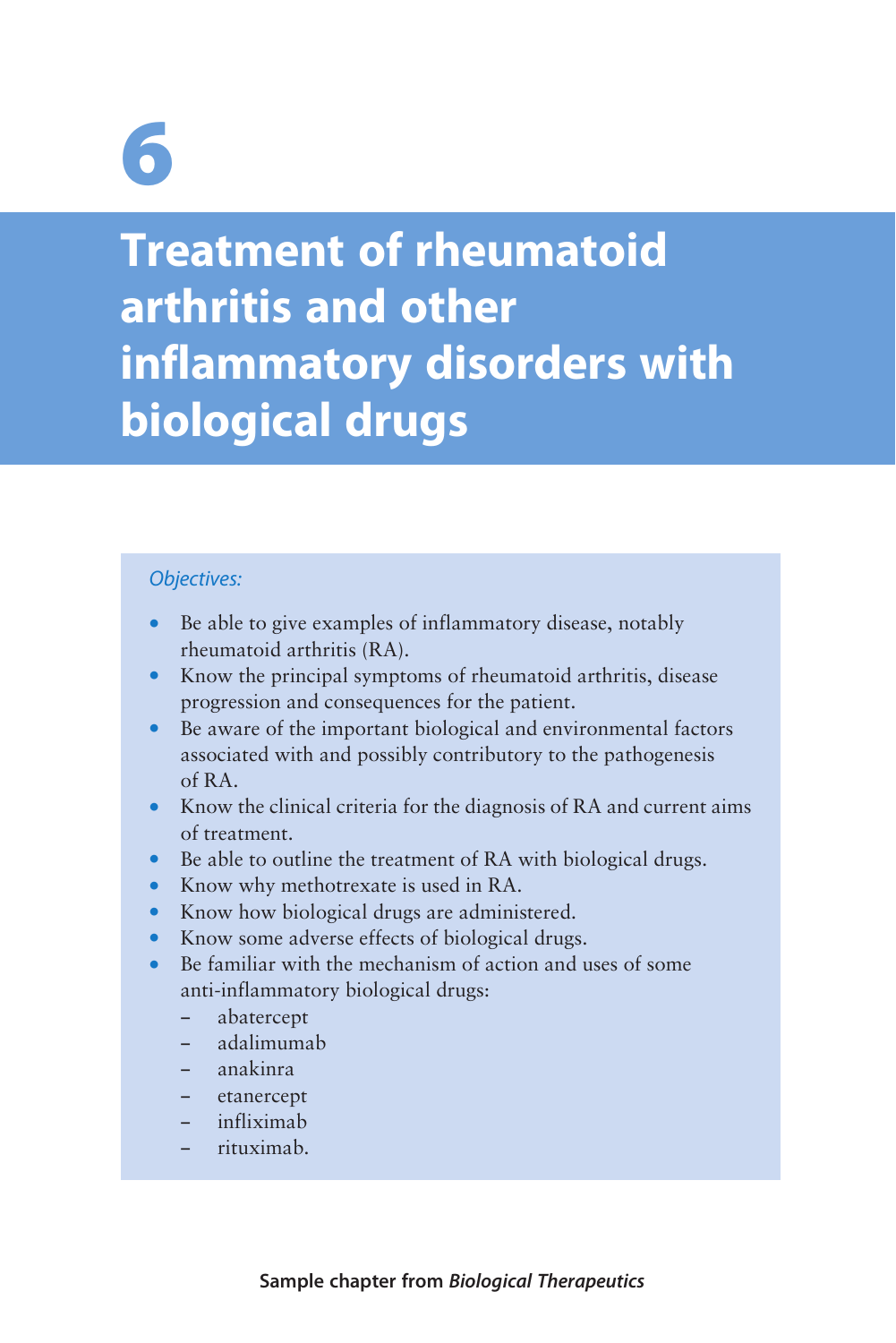# 6

# Treatment of rheumatoid arthritis and other inflammatory disorders with biological drugs

*Objectives:*

- Be able to give examples of inflammatory disease, notably rheumatoid arthritis (RA).
- Know the principal symptoms of rheumatoid arthritis, disease progression and consequences for the patient.
- Be aware of the important biological and environmental factors associated with and possibly contributory to the pathogenesis of RA.
- Know the clinical criteria for the diagnosis of RA and current aims of treatment.
- Be able to outline the treatment of RA with biological drugs.
- Know why methotrexate is used in RA.
- Know how biological drugs are administered.
- Know some adverse effects of biological drugs.
- Be familiar with the mechanism of action and uses of some anti-inflammatory biological drugs:
  - abatercept
  - adalimumab
  - anakinra
  - etanercept
  - infliximab
  - rituximab.

**Sample chapter from *Biological Therapeutics***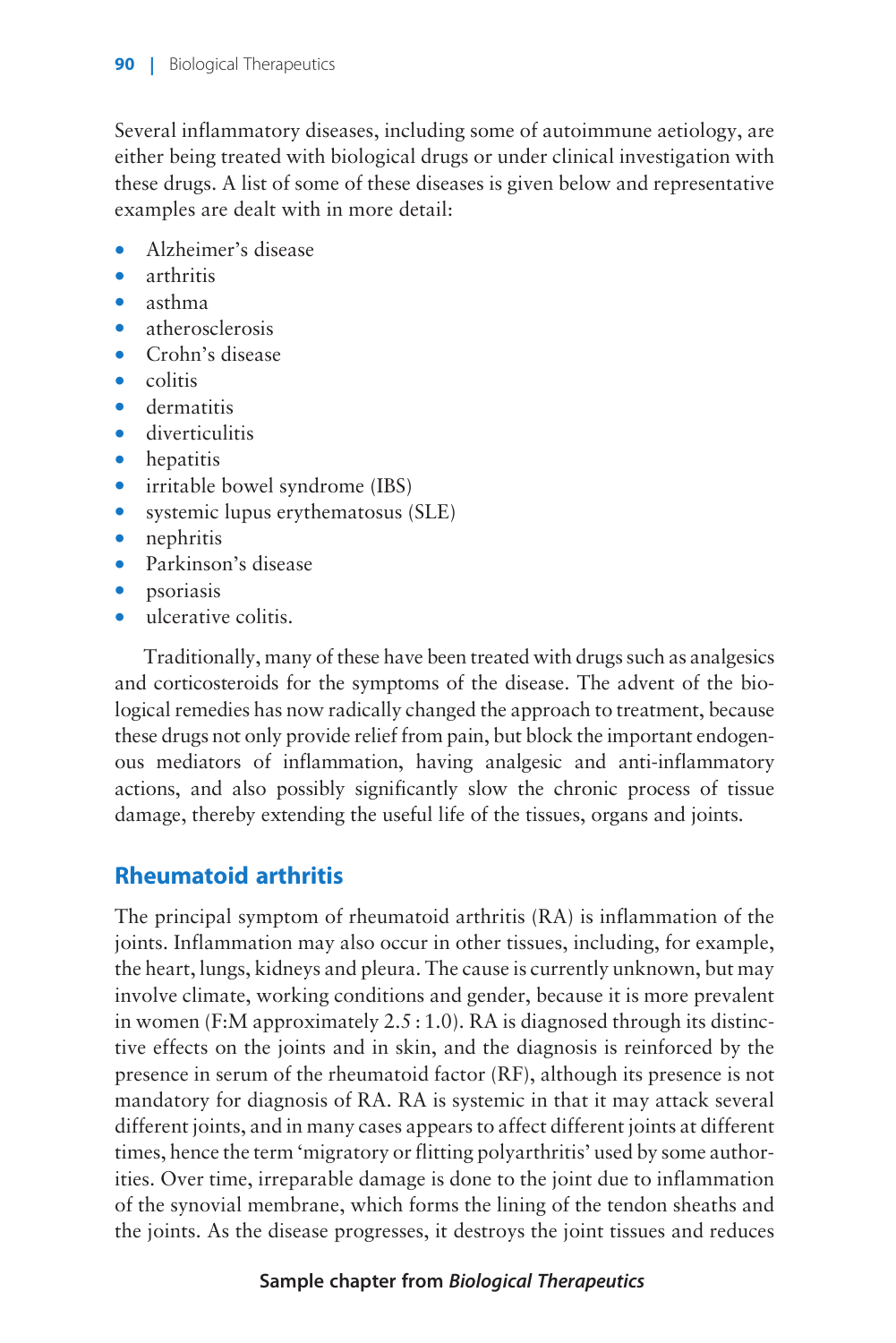Several inflammatory diseases, including some of autoimmune aetiology, are either being treated with biological drugs or under clinical investigation with these drugs. A list of some of these diseases is given below and representative examples are dealt with in more detail:

- Alzheimer's disease
- arthritis
- asthma
- atherosclerosis
- Crohn's disease
- colitis
- dermatitis
- diverticulitis
- hepatitis
- irritable bowel syndrome (IBS)
- systemic lupus erythematosus (SLE)
- nephritis
- Parkinson's disease
- psoriasis
- ulcerative colitis.

Traditionally, many of these have been treated with drugs such as analgesics and corticosteroids for the symptoms of the disease. The advent of the biological remedies has now radically changed the approach to treatment, because these drugs not only provide relief from pain, but block the important endogenous mediators of inflammation, having analgesic and anti-inflammatory actions, and also possibly significantly slow the chronic process of tissue damage, thereby extending the useful life of the tissues, organs and joints.

## Rheumatoid arthritis

The principal symptom of rheumatoid arthritis (RA) is inflammation of the joints. Inflammation may also occur in other tissues, including, for example, the heart, lungs, kidneys and pleura. The cause is currently unknown, but may involve climate, working conditions and gender, because it is more prevalent in women (F:M approximately 2.5 : 1.0). RA is diagnosed through its distinctive effects on the joints and in skin, and the diagnosis is reinforced by the presence in serum of the rheumatoid factor (RF), although its presence is not mandatory for diagnosis of RA. RA is systemic in that it may attack several different joints, and in many cases appears to affect different joints at different times, hence the term 'migratory or flitting polyarthritis' used by some authorities. Over time, irreparable damage is done to the joint due to inflammation of the synovial membrane, which forms the lining of the tendon sheaths and the joints. As the disease progresses, it destroys the joint tissues and reduces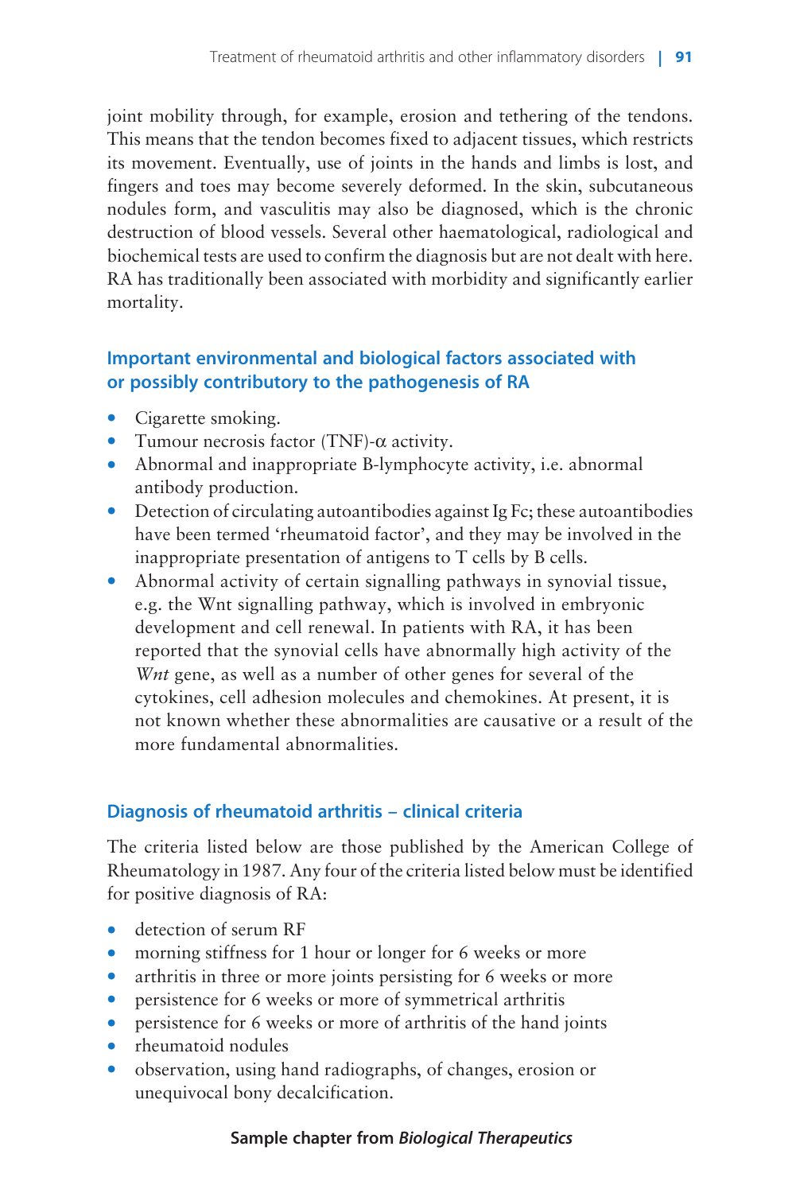joint mobility through, for example, erosion and tethering of the tendons. This means that the tendon becomes fixed to adjacent tissues, which restricts its movement. Eventually, use of joints in the hands and limbs is lost, and fingers and toes may become severely deformed. In the skin, subcutaneous nodules form, and vasculitis may also be diagnosed, which is the chronic destruction of blood vessels. Several other haematological, radiological and biochemical tests are used to confirm the diagnosis but are not dealt with here. RA has traditionally been associated with morbidity and significantly earlier mortality.

### Important environmental and biological factors associated with or possibly contributory to the pathogenesis of RA

- Cigarette smoking.
- Tumour necrosis factor (TNF)-$\alpha$ activity.
- Abnormal and inappropriate B-lymphocyte activity, i.e. abnormal antibody production.
- Detection of circulating autoantibodies against Ig Fc; these autoantibodies have been termed 'rheumatoid factor', and they may be involved in the inappropriate presentation of antigens to T cells by B cells.
- Abnormal activity of certain signalling pathways in synovial tissue, e.g. the Wnt signalling pathway, which is involved in embryonic development and cell renewal. In patients with RA, it has been reported that the synovial cells have abnormally high activity of the *Wnt* gene, as well as a number of other genes for several of the cytokines, cell adhesion molecules and chemokines. At present, it is not known whether these abnormalities are causative or a result of the more fundamental abnormalities.

### Diagnosis of rheumatoid arthritis – clinical criteria

The criteria listed below are those published by the American College of Rheumatology in 1987. Any four of the criteria listed below must be identified for positive diagnosis of RA:

- detection of serum RF
- morning stiffness for 1 hour or longer for 6 weeks or more
- arthritis in three or more joints persisting for 6 weeks or more
- persistence for 6 weeks or more of symmetrical arthritis
- persistence for 6 weeks or more of arthritis of the hand joints
- rheumatoid nodules
- observation, using hand radiographs, of changes, erosion or unequivocal bony decalcification.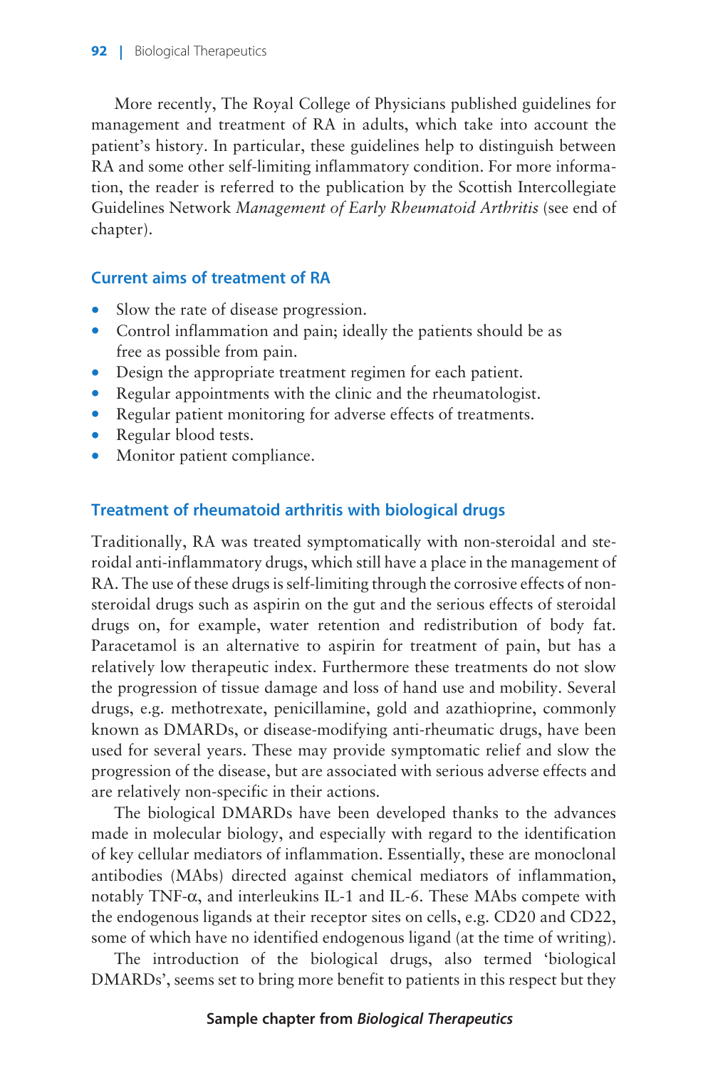More recently, The Royal College of Physicians published guidelines for management and treatment of RA in adults, which take into account the patient's history. In particular, these guidelines help to distinguish between RA and some other self-limiting inflammatory condition. For more information, the reader is referred to the publication by the Scottish Intercollegiate Guidelines Network *Management of Early Rheumatoid Arthritis* (see end of chapter).

## Current aims of treatment of RA

- Slow the rate of disease progression.
- Control inflammation and pain; ideally the patients should be as free as possible from pain.
- Design the appropriate treatment regimen for each patient.
- Regular appointments with the clinic and the rheumatologist.
- Regular patient monitoring for adverse effects of treatments.
- Regular blood tests.
- Monitor patient compliance.

## Treatment of rheumatoid arthritis with biological drugs

Traditionally, RA was treated symptomatically with non-steroidal and steroidal anti-inflammatory drugs, which still have a place in the management of RA. The use of these drugs is self-limiting through the corrosive effects of non-steroidal drugs such as aspirin on the gut and the serious effects of steroidal drugs on, for example, water retention and redistribution of body fat. Paracetamol is an alternative to aspirin for treatment of pain, but has a relatively low therapeutic index. Furthermore these treatments do not slow the progression of tissue damage and loss of hand use and mobility. Several drugs, e.g. methotrexate, penicillamine, gold and azathioprine, commonly known as DMARDs, or disease-modifying anti-rheumatic drugs, have been used for several years. These may provide symptomatic relief and slow the progression of the disease, but are associated with serious adverse effects and are relatively non-specific in their actions.

The biological DMARDs have been developed thanks to the advances made in molecular biology, and especially with regard to the identification of key cellular mediators of inflammation. Essentially, these are monoclonal antibodies (MAbs) directed against chemical mediators of inflammation, notably TNF-$\alpha$, and interleukins IL-1 and IL-6. These MAbs compete with the endogenous ligands at their receptor sites on cells, e.g. CD20 and CD22, some of which have no identified endogenous ligand (at the time of writing).

The introduction of the biological drugs, also termed 'biological DMARDs', seems set to bring more benefit to patients in this respect but they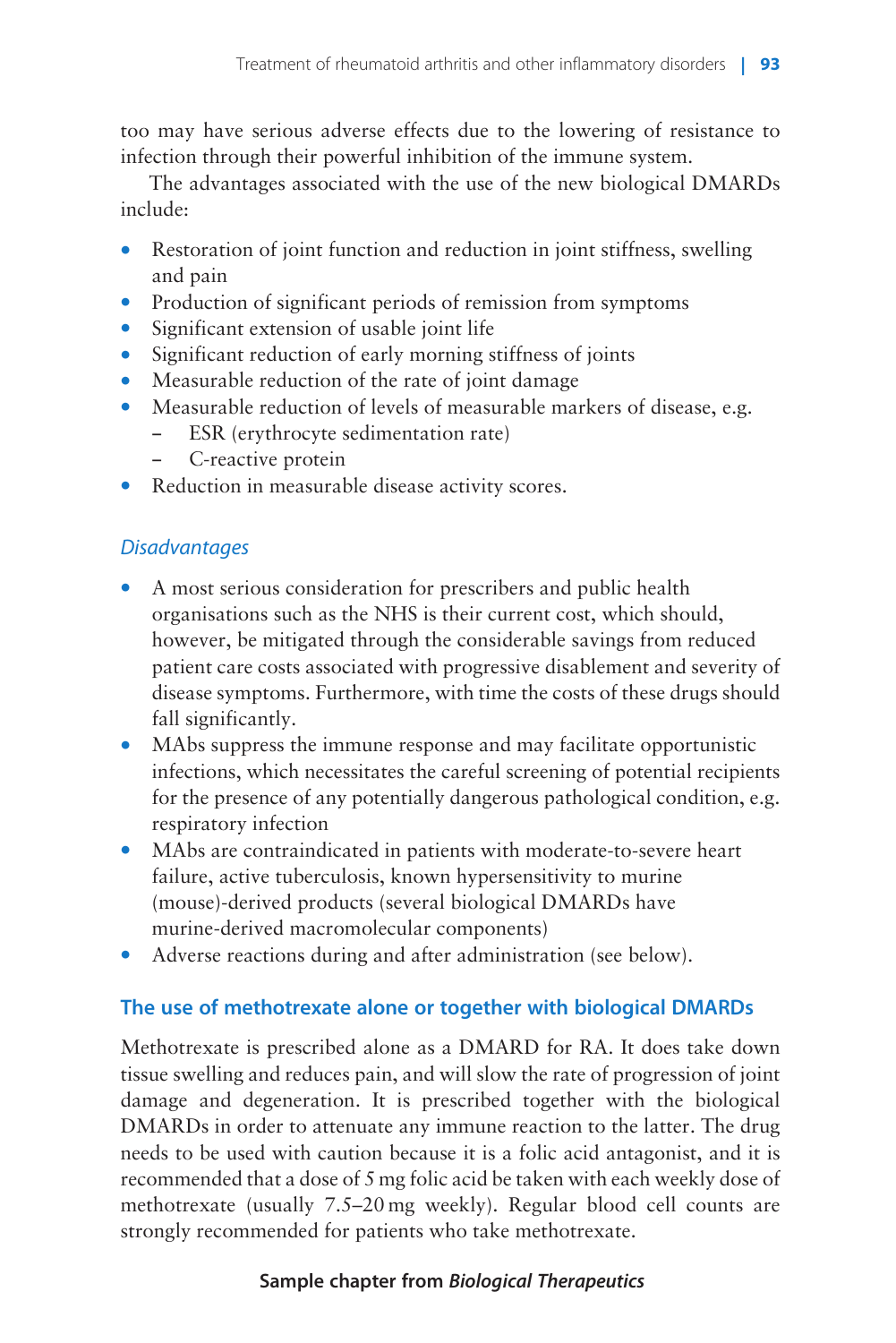too may have serious adverse effects due to the lowering of resistance to infection through their powerful inhibition of the immune system.

The advantages associated with the use of the new biological DMARDs include:

- Restoration of joint function and reduction in joint stiffness, swelling and pain
- Production of significant periods of remission from symptoms
- Significant extension of usable joint life
- Significant reduction of early morning stiffness of joints
- Measurable reduction of the rate of joint damage
- Measurable reduction of levels of measurable markers of disease, e.g.
  - ESR (erythrocyte sedimentation rate)
  - C-reactive protein
- Reduction in measurable disease activity scores.

### *Disadvantages*

- A most serious consideration for prescribers and public health organisations such as the NHS is their current cost, which should, however, be mitigated through the considerable savings from reduced patient care costs associated with progressive disablement and severity of disease symptoms. Furthermore, with time the costs of these drugs should fall significantly.
- MAbs suppress the immune response and may facilitate opportunistic infections, which necessitates the careful screening of potential recipients for the presence of any potentially dangerous pathological condition, e.g. respiratory infection
- MAbs are contraindicated in patients with moderate-to-severe heart failure, active tuberculosis, known hypersensitivity to murine (mouse)-derived products (several biological DMARDs have murine-derived macromolecular components)
- Adverse reactions during and after administration (see below).

## The use of methotrexate alone or together with biological DMARDs

Methotrexate is prescribed alone as a DMARD for RA. It does take down tissue swelling and reduces pain, and will slow the rate of progression of joint damage and degeneration. It is prescribed together with the biological DMARDs in order to attenuate any immune reaction to the latter. The drug needs to be used with caution because it is a folic acid antagonist, and it is recommended that a dose of 5 mg folic acid be taken with each weekly dose of methotrexate (usually 7.5–20 mg weekly). Regular blood cell counts are strongly recommended for patients who take methotrexate.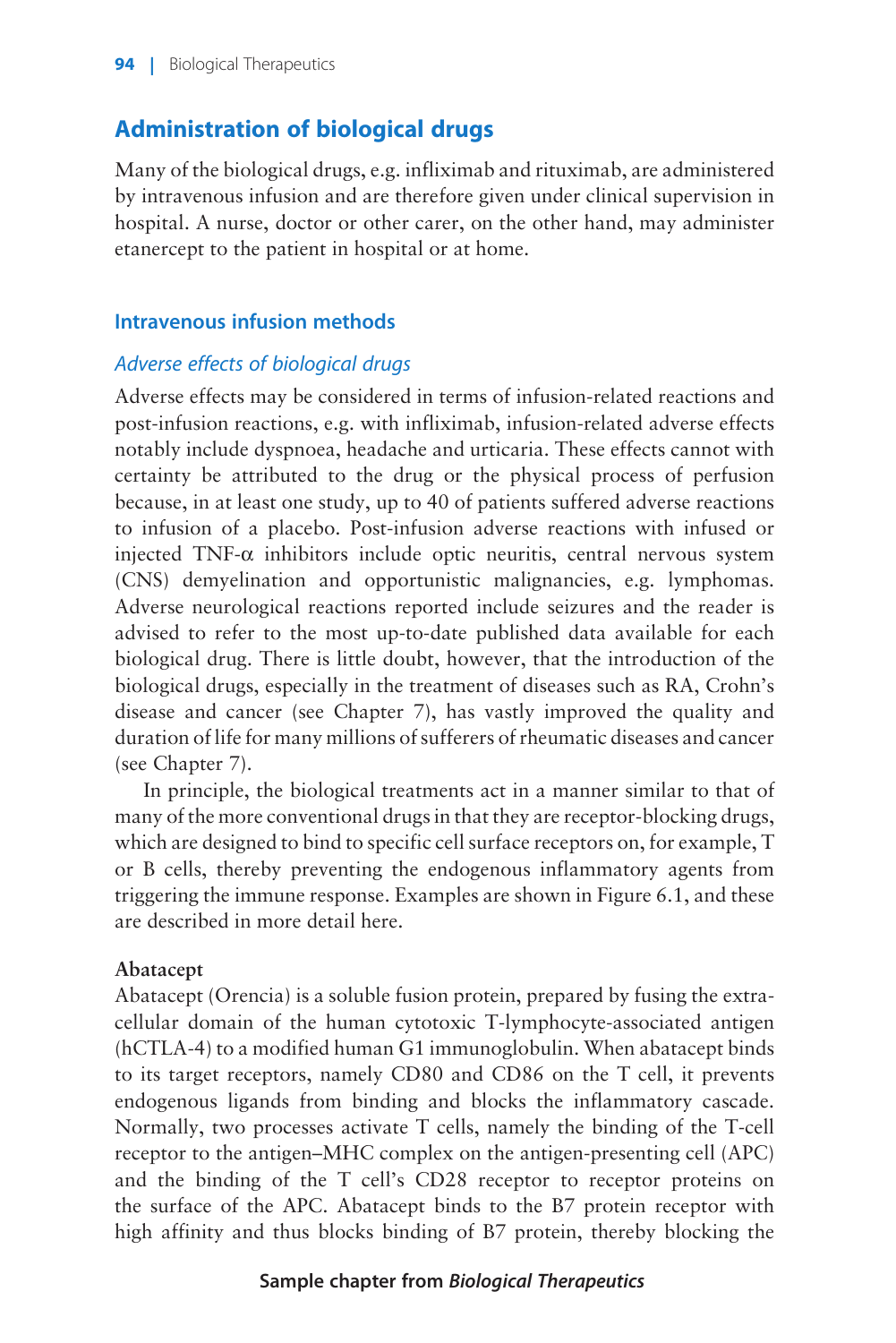## Administration of biological drugs

Many of the biological drugs, e.g. infliximab and rituximab, are administered by intravenous infusion and are therefore given under clinical supervision in hospital. A nurse, doctor or other carer, on the other hand, may administer etanercept to the patient in hospital or at home.

### Intravenous infusion methods

#### *Adverse effects of biological drugs*

Adverse effects may be considered in terms of infusion-related reactions and post-infusion reactions, e.g. with infliximab, infusion-related adverse effects notably include dyspnoea, headache and urticaria. These effects cannot with certainty be attributed to the drug or the physical process of perfusion because, in at least one study, up to 40 of patients suffered adverse reactions to infusion of a placebo. Post-infusion adverse reactions with infused or injected TNF-α inhibitors include optic neuritis, central nervous system (CNS) demyelination and opportunistic malignancies, e.g. lymphomas. Adverse neurological reactions reported include seizures and the reader is advised to refer to the most up-to-date published data available for each biological drug. There is little doubt, however, that the introduction of the biological drugs, especially in the treatment of diseases such as RA, Crohn's disease and cancer (see Chapter 7), has vastly improved the quality and duration of life for many millions of sufferers of rheumatic diseases and cancer (see Chapter 7).

In principle, the biological treatments act in a manner similar to that of many of the more conventional drugs in that they are receptor-blocking drugs, which are designed to bind to specific cell surface receptors on, for example, T or B cells, thereby preventing the endogenous inflammatory agents from triggering the immune response. Examples are shown in Figure 6.1, and these are described in more detail here.

**Abatacept**

Abatacept (Orencia) is a soluble fusion protein, prepared by fusing the extracellular domain of the human cytotoxic T-lymphocyte-associated antigen (hCTLA-4) to a modified human G1 immunoglobulin. When abatacept binds to its target receptors, namely CD80 and CD86 on the T cell, it prevents endogenous ligands from binding and blocks the inflammatory cascade. Normally, two processes activate T cells, namely the binding of the T-cell receptor to the antigen–MHC complex on the antigen-presenting cell (APC) and the binding of the T cell's CD28 receptor to receptor proteins on the surface of the APC. Abatacept binds to the B7 protein receptor with high affinity and thus blocks binding of B7 protein, thereby blocking the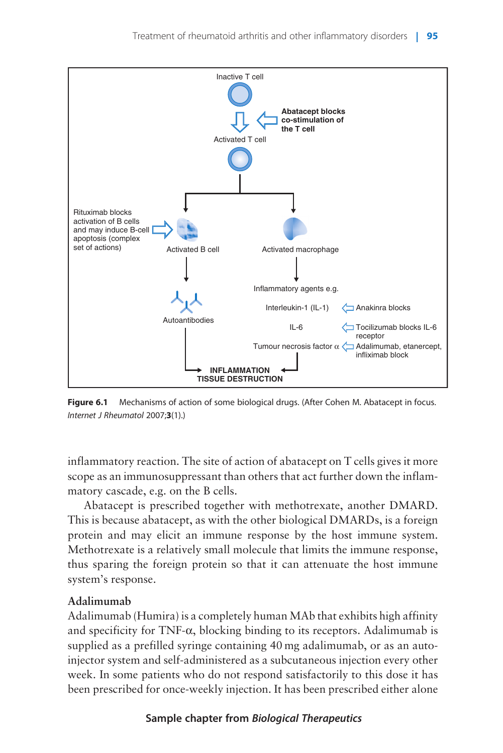Inactive T cell

Abatacept blocks co-stimulation of the T cell

Activated T cell

Rituximab blocks activation of B cells and may induce B-cell apoptosis (complex set of actions)

Activated B cell

Activated macrophage

Autoantibodies

Inflammatory agents e.g.

Interleukin-1 (IL-1) — Anakinra blocks

IL-6 — Tocilizumab blocks IL-6 receptor

Tumour necrosis factor α — Adalimumab, etanercept, infliximab block

INFLAMMATION
TISSUE DESTRUCTION

**Figure 6.1** Mechanisms of action of some biological drugs. (After Cohen M. Abatacept in focus. *Internet J Rheumatol* 2007;**3**(1).)

inflammatory reaction. The site of action of abatacept on T cells gives it more scope as an immunosuppressant than others that act further down the inflammatory cascade, e.g. on the B cells.

Abatacept is prescribed together with methotrexate, another DMARD. This is because abatacept, as with the other biological DMARDs, is a foreign protein and may elicit an immune response by the host immune system. Methotrexate is a relatively small molecule that limits the immune response, thus sparing the foreign protein so that it can attenuate the host immune system's response.

### Adalimumab

Adalimumab (Humira) is a completely human MAb that exhibits high affinity and specificity for TNF-α, blocking binding to its receptors. Adalimumab is supplied as a prefilled syringe containing 40 mg adalimumab, or as an autoinjector system and self-administered as a subcutaneous injection every other week. In some patients who do not respond satisfactorily to this dose it has been prescribed for once-weekly injection. It has been prescribed either alone

**Sample chapter from *Biological Therapeutics***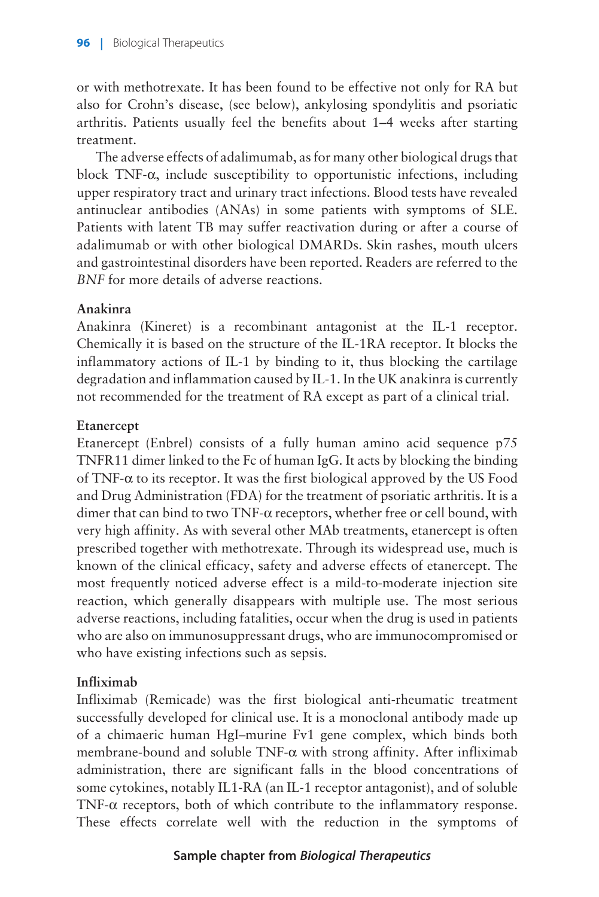or with methotrexate. It has been found to be effective not only for RA but also for Crohn's disease, (see below), ankylosing spondylitis and psoriatic arthritis. Patients usually feel the benefits about 1–4 weeks after starting treatment.

The adverse effects of adalimumab, as for many other biological drugs that block TNF-α, include susceptibility to opportunistic infections, including upper respiratory tract and urinary tract infections. Blood tests have revealed antinuclear antibodies (ANAs) in some patients with symptoms of SLE. Patients with latent TB may suffer reactivation during or after a course of adalimumab or with other biological DMARDs. Skin rashes, mouth ulcers and gastrointestinal disorders have been reported. Readers are referred to the *BNF* for more details of adverse reactions.

### Anakinra

Anakinra (Kineret) is a recombinant antagonist at the IL-1 receptor. Chemically it is based on the structure of the IL-1RA receptor. It blocks the inflammatory actions of IL-1 by binding to it, thus blocking the cartilage degradation and inflammation caused by IL-1. In the UK anakinra is currently not recommended for the treatment of RA except as part of a clinical trial.

### Etanercept

Etanercept (Enbrel) consists of a fully human amino acid sequence p75 TNFR11 dimer linked to the Fc of human IgG. It acts by blocking the binding of TNF-α to its receptor. It was the first biological approved by the US Food and Drug Administration (FDA) for the treatment of psoriatic arthritis. It is a dimer that can bind to two TNF-α receptors, whether free or cell bound, with very high affinity. As with several other MAb treatments, etanercept is often prescribed together with methotrexate. Through its widespread use, much is known of the clinical efficacy, safety and adverse effects of etanercept. The most frequently noticed adverse effect is a mild-to-moderate injection site reaction, which generally disappears with multiple use. The most serious adverse reactions, including fatalities, occur when the drug is used in patients who are also on immunosuppressant drugs, who are immunocompromised or who have existing infections such as sepsis.

### Infliximab

Infliximab (Remicade) was the first biological anti-rheumatic treatment successfully developed for clinical use. It is a monoclonal antibody made up of a chimaeric human HgI–murine Fv1 gene complex, which binds both membrane-bound and soluble TNF-α with strong affinity. After infliximab administration, there are significant falls in the blood concentrations of some cytokines, notably IL1-RA (an IL-1 receptor antagonist), and of soluble TNF-α receptors, both of which contribute to the inflammatory response. These effects correlate well with the reduction in the symptoms of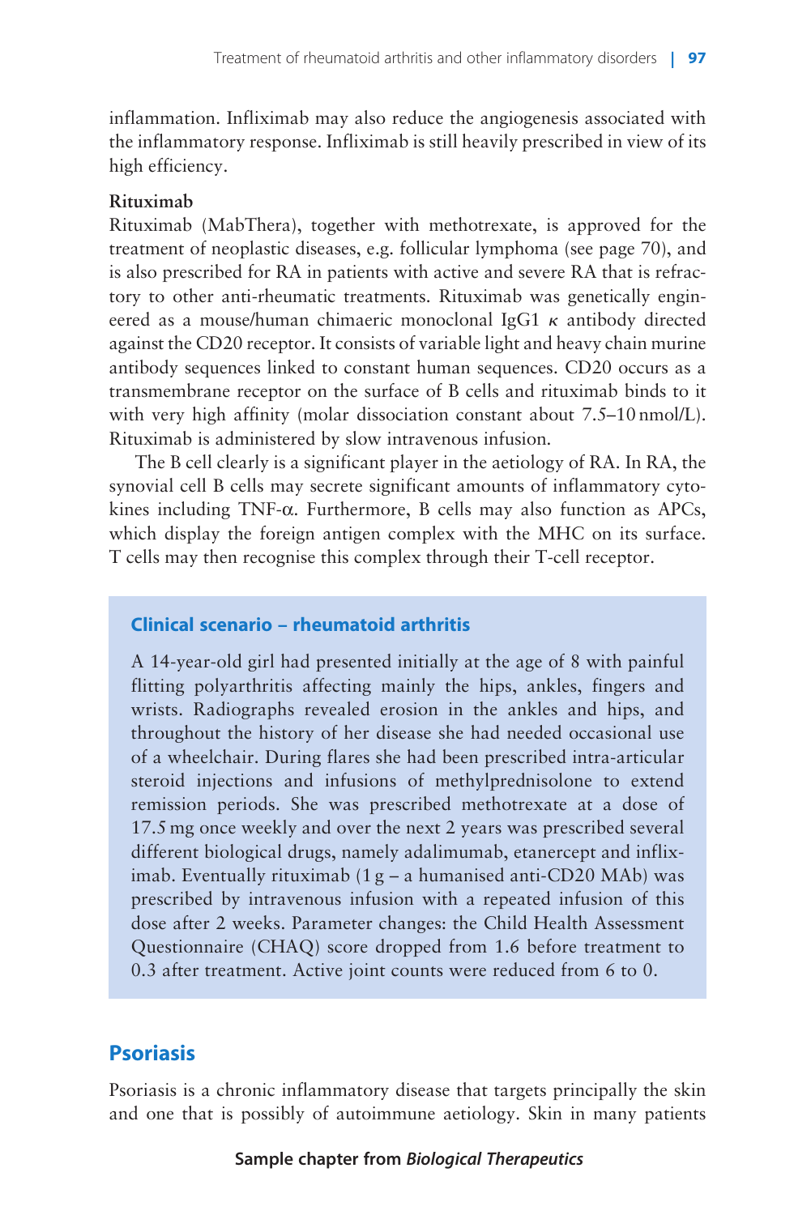inflammation. Infliximab may also reduce the angiogenesis associated with the inflammatory response. Infliximab is still heavily prescribed in view of its high efficiency.

**Rituximab**

Rituximab (MabThera), together with methotrexate, is approved for the treatment of neoplastic diseases, e.g. follicular lymphoma (see page 70), and is also prescribed for RA in patients with active and severe RA that is refractory to other anti-rheumatic treatments. Rituximab was genetically engineered as a mouse/human chimaeric monoclonal IgG1 $\kappa$ antibody directed against the CD20 receptor. It consists of variable light and heavy chain murine antibody sequences linked to constant human sequences. CD20 occurs as a transmembrane receptor on the surface of B cells and rituximab binds to it with very high affinity (molar dissociation constant about 7.5–10 nmol/L). Rituximab is administered by slow intravenous infusion.

The B cell clearly is a significant player in the aetiology of RA. In RA, the synovial cell B cells may secrete significant amounts of inflammatory cytokines including TNF-α. Furthermore, B cells may also function as APCs, which display the foreign antigen complex with the MHC on its surface. T cells may then recognise this complex through their T-cell receptor.

> **Clinical scenario – rheumatoid arthritis**
>
> A 14-year-old girl had presented initially at the age of 8 with painful flitting polyarthritis affecting mainly the hips, ankles, fingers and wrists. Radiographs revealed erosion in the ankles and hips, and throughout the history of her disease she had needed occasional use of a wheelchair. During flares she had been prescribed intra-articular steroid injections and infusions of methylprednisolone to extend remission periods. She was prescribed methotrexate at a dose of 17.5 mg once weekly and over the next 2 years was prescribed several different biological drugs, namely adalimumab, etanercept and infliximab. Eventually rituximab (1 g – a humanised anti-CD20 MAb) was prescribed by intravenous infusion with a repeated infusion of this dose after 2 weeks. Parameter changes: the Child Health Assessment Questionnaire (CHAQ) score dropped from 1.6 before treatment to 0.3 after treatment. Active joint counts were reduced from 6 to 0.

## Psoriasis

Psoriasis is a chronic inflammatory disease that targets principally the skin and one that is possibly of autoimmune aetiology. Skin in many patients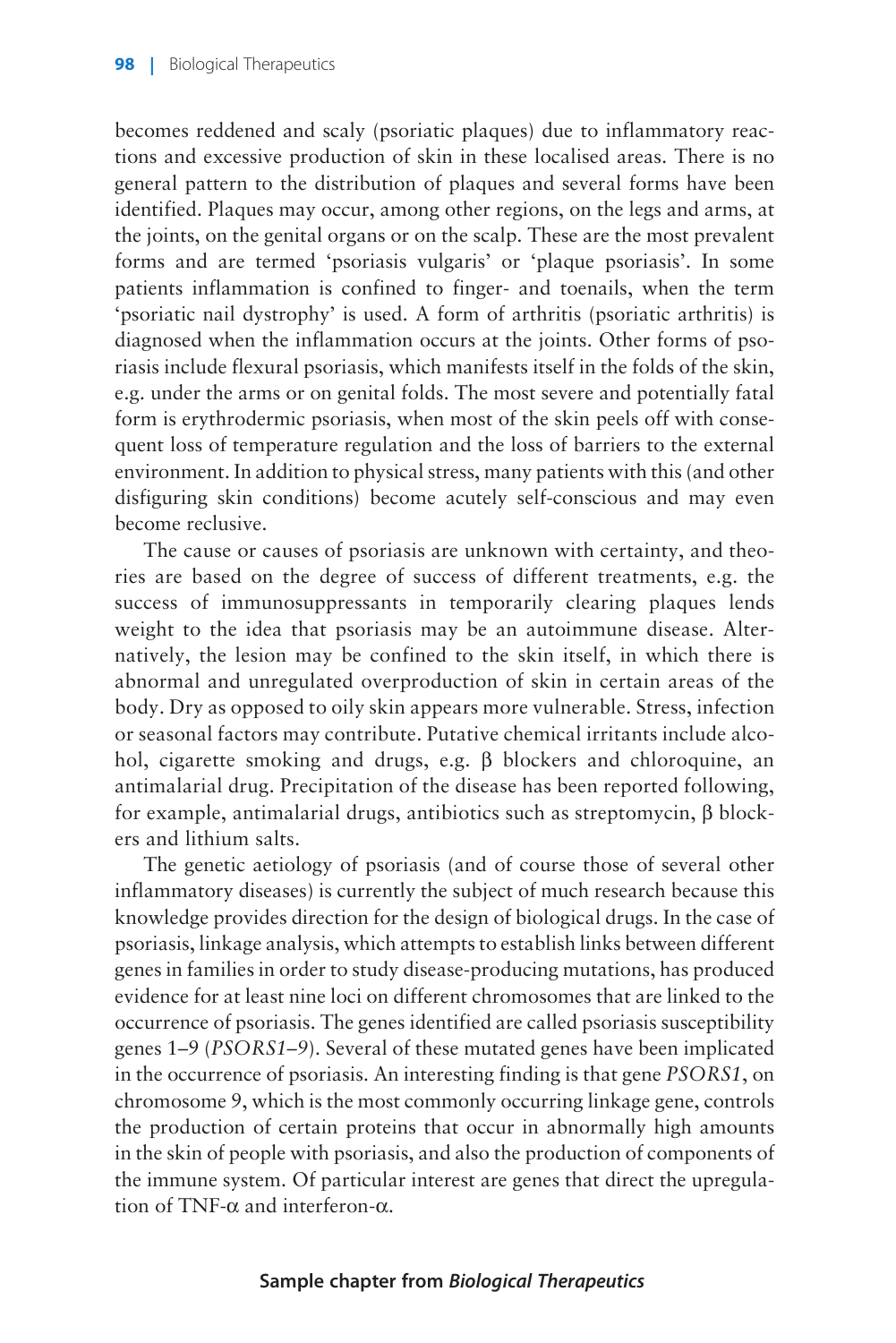becomes reddened and scaly (psoriatic plaques) due to inflammatory reactions and excessive production of skin in these localised areas. There is no general pattern to the distribution of plaques and several forms have been identified. Plaques may occur, among other regions, on the legs and arms, at the joints, on the genital organs or on the scalp. These are the most prevalent forms and are termed 'psoriasis vulgaris' or 'plaque psoriasis'. In some patients inflammation is confined to finger- and toenails, when the term 'psoriatic nail dystrophy' is used. A form of arthritis (psoriatic arthritis) is diagnosed when the inflammation occurs at the joints. Other forms of psoriasis include flexural psoriasis, which manifests itself in the folds of the skin, e.g. under the arms or on genital folds. The most severe and potentially fatal form is erythrodermic psoriasis, when most of the skin peels off with consequent loss of temperature regulation and the loss of barriers to the external environment. In addition to physical stress, many patients with this (and other disfiguring skin conditions) become acutely self-conscious and may even become reclusive.

The cause or causes of psoriasis are unknown with certainty, and theories are based on the degree of success of different treatments, e.g. the success of immunosuppressants in temporarily clearing plaques lends weight to the idea that psoriasis may be an autoimmune disease. Alternatively, the lesion may be confined to the skin itself, in which there is abnormal and unregulated overproduction of skin in certain areas of the body. Dry as opposed to oily skin appears more vulnerable. Stress, infection or seasonal factors may contribute. Putative chemical irritants include alcohol, cigarette smoking and drugs, e.g. β blockers and chloroquine, an antimalarial drug. Precipitation of the disease has been reported following, for example, antimalarial drugs, antibiotics such as streptomycin, β blockers and lithium salts.

The genetic aetiology of psoriasis (and of course those of several other inflammatory diseases) is currently the subject of much research because this knowledge provides direction for the design of biological drugs. In the case of psoriasis, linkage analysis, which attempts to establish links between different genes in families in order to study disease-producing mutations, has produced evidence for at least nine loci on different chromosomes that are linked to the occurrence of psoriasis. The genes identified are called psoriasis susceptibility genes 1–9 (*PSORS1–9*). Several of these mutated genes have been implicated in the occurrence of psoriasis. An interesting finding is that gene *PSORS1*, on chromosome 9, which is the most commonly occurring linkage gene, controls the production of certain proteins that occur in abnormally high amounts in the skin of people with psoriasis, and also the production of components of the immune system. Of particular interest are genes that direct the upregulation of TNF-α and interferon-α.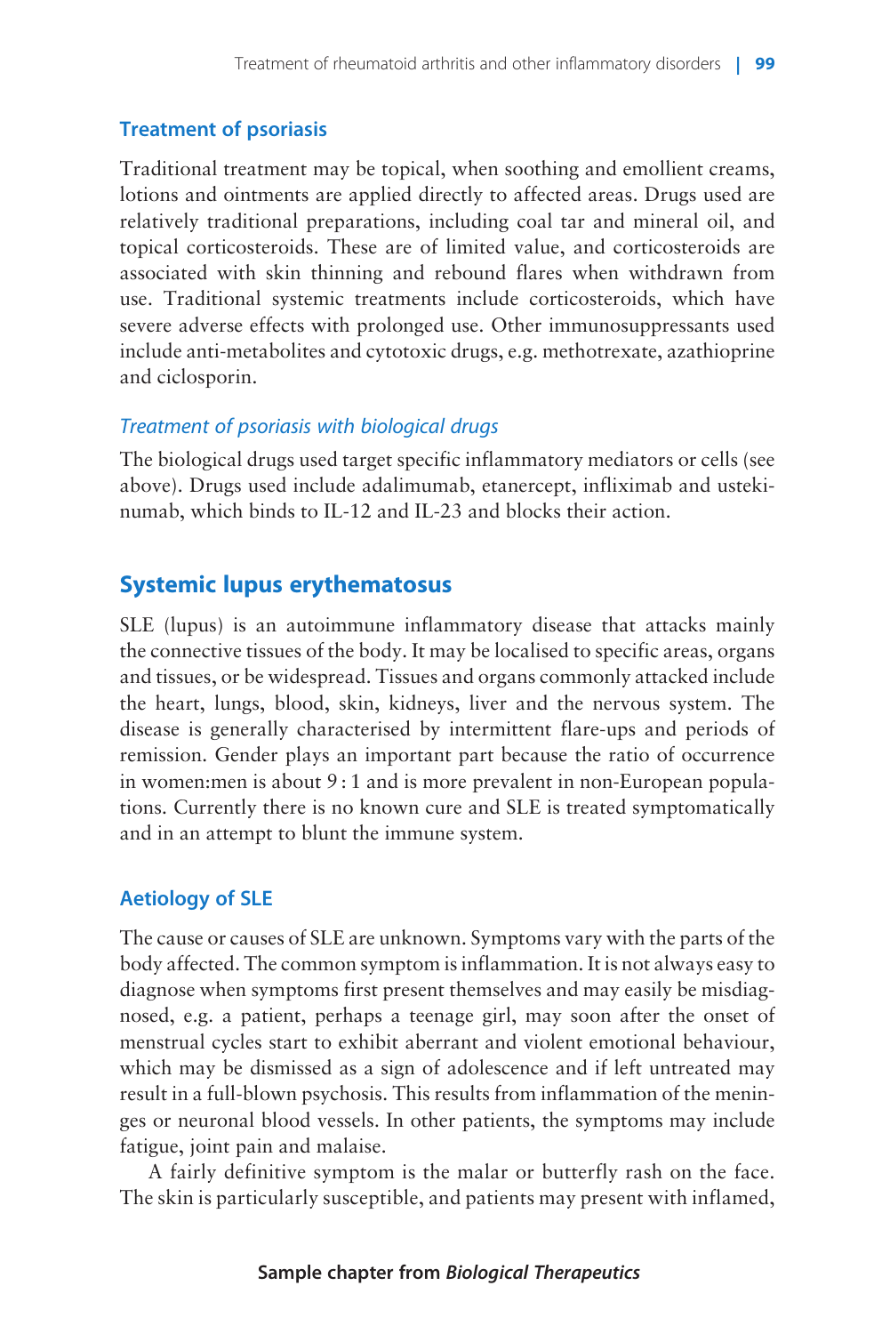### Treatment of psoriasis

Traditional treatment may be topical, when soothing and emollient creams, lotions and ointments are applied directly to affected areas. Drugs used are relatively traditional preparations, including coal tar and mineral oil, and topical corticosteroids. These are of limited value, and corticosteroids are associated with skin thinning and rebound flares when withdrawn from use. Traditional systemic treatments include corticosteroids, which have severe adverse effects with prolonged use. Other immunosuppressants used include anti-metabolites and cytotoxic drugs, e.g. methotrexate, azathioprine and ciclosporin.

#### *Treatment of psoriasis with biological drugs*

The biological drugs used target specific inflammatory mediators or cells (see above). Drugs used include adalimumab, etanercept, infliximab and ustekinumab, which binds to IL-12 and IL-23 and blocks their action.

## Systemic lupus erythematosus

SLE (lupus) is an autoimmune inflammatory disease that attacks mainly the connective tissues of the body. It may be localised to specific areas, organs and tissues, or be widespread. Tissues and organs commonly attacked include the heart, lungs, blood, skin, kidneys, liver and the nervous system. The disease is generally characterised by intermittent flare-ups and periods of remission. Gender plays an important part because the ratio of occurrence in women:men is about 9 : 1 and is more prevalent in non-European populations. Currently there is no known cure and SLE is treated symptomatically and in an attempt to blunt the immune system.

### Aetiology of SLE

The cause or causes of SLE are unknown. Symptoms vary with the parts of the body affected. The common symptom is inflammation. It is not always easy to diagnose when symptoms first present themselves and may easily be misdiagnosed, e.g. a patient, perhaps a teenage girl, may soon after the onset of menstrual cycles start to exhibit aberrant and violent emotional behaviour, which may be dismissed as a sign of adolescence and if left untreated may result in a full-blown psychosis. This results from inflammation of the meninges or neuronal blood vessels. In other patients, the symptoms may include fatigue, joint pain and malaise.

A fairly definitive symptom is the malar or butterfly rash on the face. The skin is particularly susceptible, and patients may present with inflamed,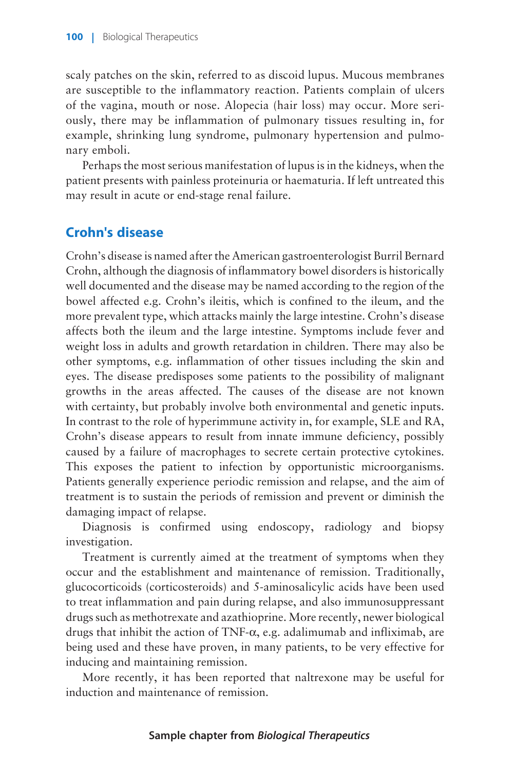scaly patches on the skin, referred to as discoid lupus. Mucous membranes are susceptible to the inflammatory reaction. Patients complain of ulcers of the vagina, mouth or nose. Alopecia (hair loss) may occur. More seriously, there may be inflammation of pulmonary tissues resulting in, for example, shrinking lung syndrome, pulmonary hypertension and pulmonary emboli.

Perhaps the most serious manifestation of lupus is in the kidneys, when the patient presents with painless proteinuria or haematuria. If left untreated this may result in acute or end-stage renal failure.

## Crohn's disease

Crohn's disease is named after the American gastroenterologist Burril Bernard Crohn, although the diagnosis of inflammatory bowel disorders is historically well documented and the disease may be named according to the region of the bowel affected e.g. Crohn's ileitis, which is confined to the ileum, and the more prevalent type, which attacks mainly the large intestine. Crohn's disease affects both the ileum and the large intestine. Symptoms include fever and weight loss in adults and growth retardation in children. There may also be other symptoms, e.g. inflammation of other tissues including the skin and eyes. The disease predisposes some patients to the possibility of malignant growths in the areas affected. The causes of the disease are not known with certainty, but probably involve both environmental and genetic inputs. In contrast to the role of hyperimmune activity in, for example, SLE and RA, Crohn's disease appears to result from innate immune deficiency, possibly caused by a failure of macrophages to secrete certain protective cytokines. This exposes the patient to infection by opportunistic microorganisms. Patients generally experience periodic remission and relapse, and the aim of treatment is to sustain the periods of remission and prevent or diminish the damaging impact of relapse.

Diagnosis is confirmed using endoscopy, radiology and biopsy investigation.

Treatment is currently aimed at the treatment of symptoms when they occur and the establishment and maintenance of remission. Traditionally, glucocorticoids (corticosteroids) and 5-aminosalicylic acids have been used to treat inflammation and pain during relapse, and also immunosuppressant drugs such as methotrexate and azathioprine. More recently, newer biological drugs that inhibit the action of TNF-α, e.g. adalimumab and infliximab, are being used and these have proven, in many patients, to be very effective for inducing and maintaining remission.

More recently, it has been reported that naltrexone may be useful for induction and maintenance of remission.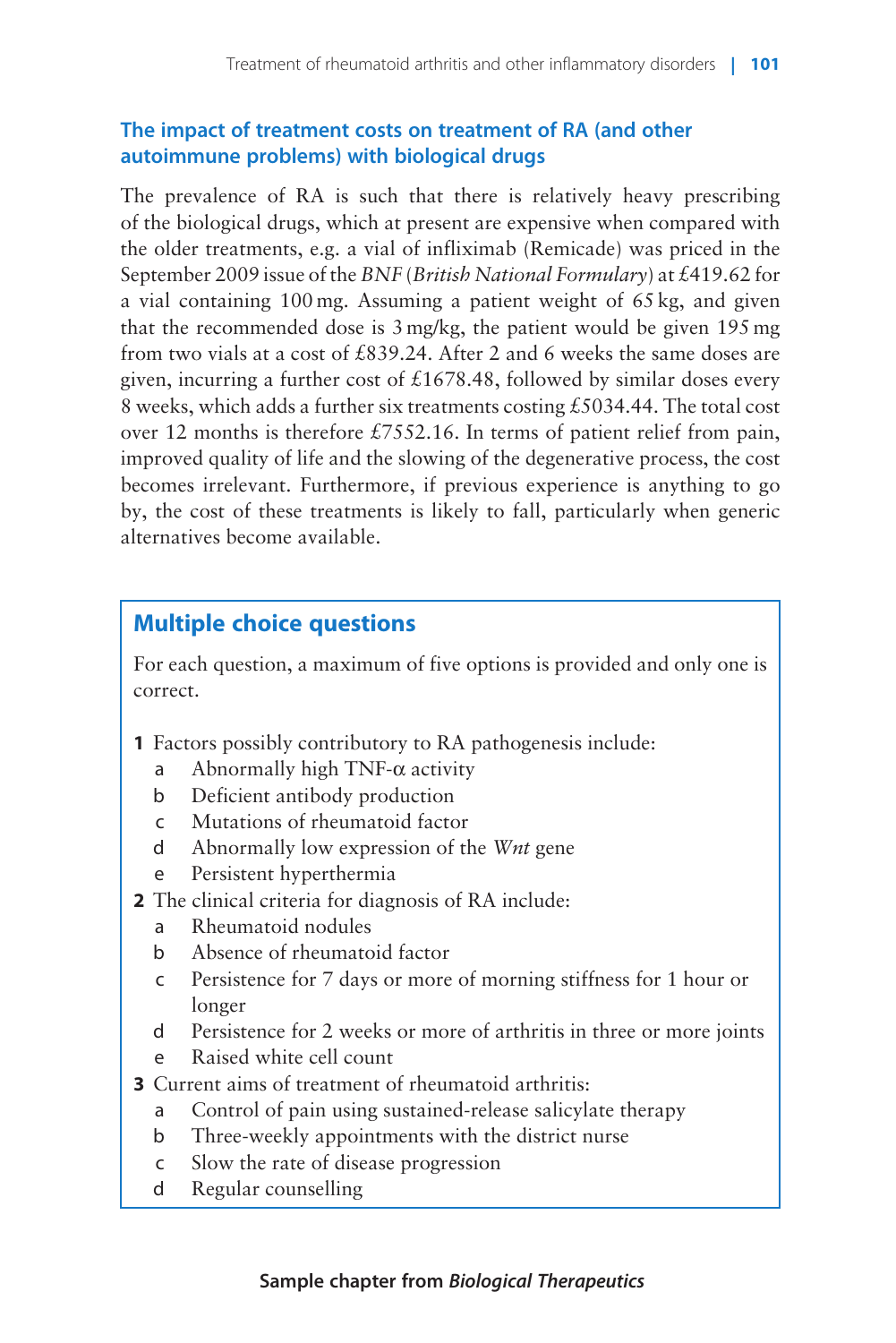## The impact of treatment costs on treatment of RA (and other autoimmune problems) with biological drugs

The prevalence of RA is such that there is relatively heavy prescribing of the biological drugs, which at present are expensive when compared with the older treatments, e.g. a vial of infliximab (Remicade) was priced in the September 2009 issue of the *BNF* (*British National Formulary*) at £419.62 for a vial containing 100 mg. Assuming a patient weight of 65 kg, and given that the recommended dose is 3 mg/kg, the patient would be given 195 mg from two vials at a cost of £839.24. After 2 and 6 weeks the same doses are given, incurring a further cost of £1678.48, followed by similar doses every 8 weeks, which adds a further six treatments costing £5034.44. The total cost over 12 months is therefore £7552.16. In terms of patient relief from pain, improved quality of life and the slowing of the degenerative process, the cost becomes irrelevant. Furthermore, if previous experience is anything to go by, the cost of these treatments is likely to fall, particularly when generic alternatives become available.

## Multiple choice questions

For each question, a maximum of five options is provided and only one is correct.

**1** Factors possibly contributory to RA pathogenesis include:

- a Abnormally high TNF-α activity
- b Deficient antibody production
- c Mutations of rheumatoid factor
- d Abnormally low expression of the *Wnt* gene
- e Persistent hyperthermia

**2** The clinical criteria for diagnosis of RA include:

- a Rheumatoid nodules
- b Absence of rheumatoid factor
- c Persistence for 7 days or more of morning stiffness for 1 hour or longer
- d Persistence for 2 weeks or more of arthritis in three or more joints
- e Raised white cell count

**3** Current aims of treatment of rheumatoid arthritis:

- a Control of pain using sustained-release salicylate therapy
- b Three-weekly appointments with the district nurse
- c Slow the rate of disease progression
- d Regular counselling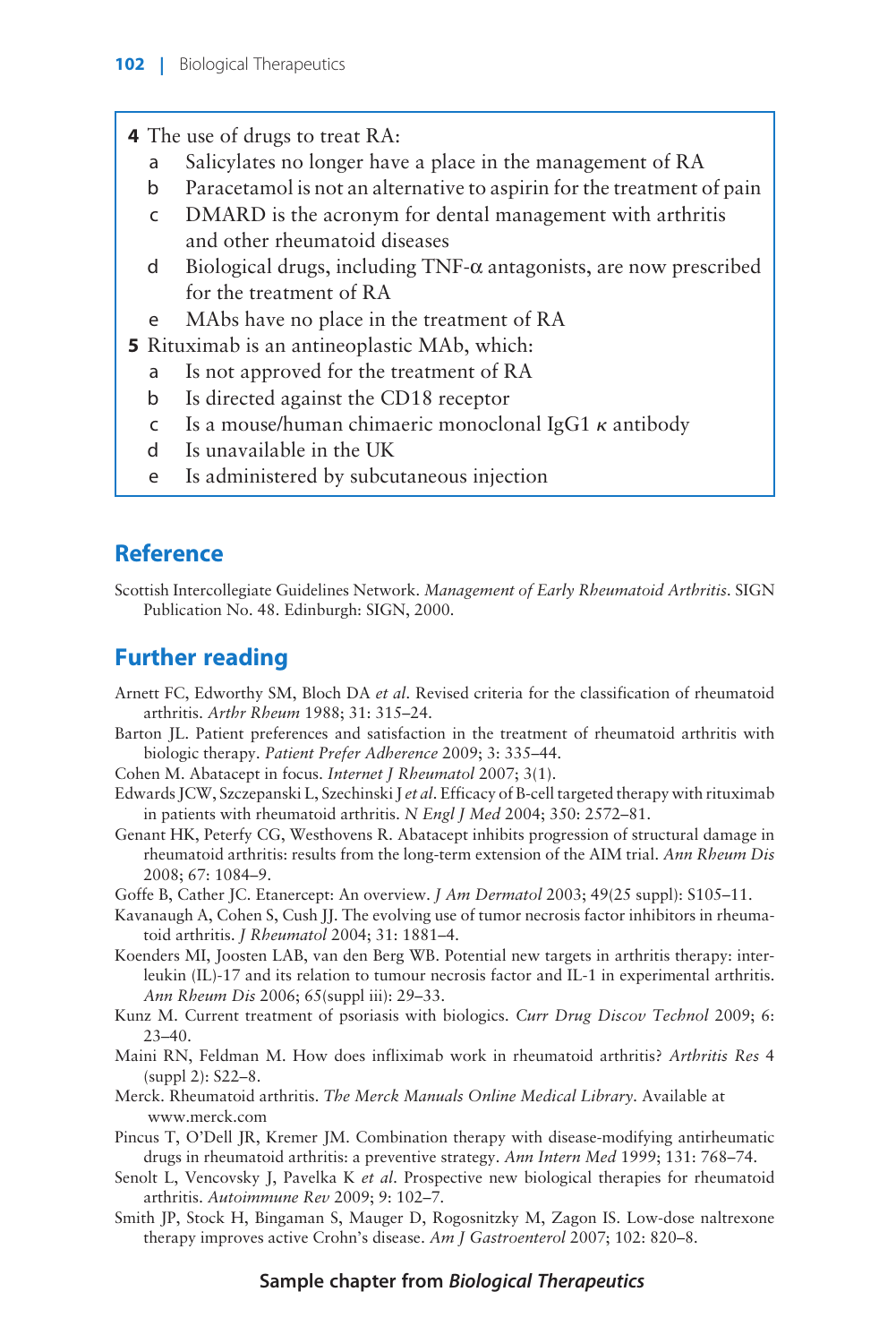**4** The use of drugs to treat RA:

- a Salicylates no longer have a place in the management of RA
- b Paracetamol is not an alternative to aspirin for the treatment of pain
- c DMARD is the acronym for dental management with arthritis and other rheumatoid diseases
- d Biological drugs, including TNF-α antagonists, are now prescribed for the treatment of RA
- e MAbs have no place in the treatment of RA

**5** Rituximab is an antineoplastic MAb, which:

- a Is not approved for the treatment of RA
- b Is directed against the CD18 receptor
- c Is a mouse/human chimaeric monoclonal IgG1 κ antibody
- d Is unavailable in the UK
- e Is administered by subcutaneous injection

## Reference

Scottish Intercollegiate Guidelines Network. *Management of Early Rheumatoid Arthritis*. SIGN Publication No. 48. Edinburgh: SIGN, 2000.

## Further reading

Arnett FC, Edworthy SM, Bloch DA *et al*. Revised criteria for the classification of rheumatoid arthritis. *Arthr Rheum* 1988; 31: 315–24.

Barton JL. Patient preferences and satisfaction in the treatment of rheumatoid arthritis with biologic therapy. *Patient Prefer Adherence* 2009; 3: 335–44.

Cohen M. Abatacept in focus. *Internet J Rheumatol* 2007; 3(1).

Edwards JCW, Szczepanski L, Szechinski J *et al*. Efficacy of B-cell targeted therapy with rituximab in patients with rheumatoid arthritis. *N Engl J Med* 2004; 350: 2572–81.

Genant HK, Peterfy CG, Westhovens R. Abatacept inhibits progression of structural damage in rheumatoid arthritis: results from the long-term extension of the AIM trial. *Ann Rheum Dis* 2008; 67: 1084–9.

Goffe B, Cather JC. Etanercept: An overview. *J Am Dermatol* 2003; 49(25 suppl): S105–11.

Kavanaugh A, Cohen S, Cush JJ. The evolving use of tumor necrosis factor inhibitors in rheumatoid arthritis. *J Rheumatol* 2004; 31: 1881–4.

Koenders MI, Joosten LAB, van den Berg WB. Potential new targets in arthritis therapy: interleukin (IL)-17 and its relation to tumour necrosis factor and IL-1 in experimental arthritis. *Ann Rheum Dis* 2006; 65(suppl iii): 29–33.

Kunz M. Current treatment of psoriasis with biologics. *Curr Drug Discov Technol* 2009; 6: 23–40.

Maini RN, Feldman M. How does infliximab work in rheumatoid arthritis? *Arthritis Res* 4 (suppl 2): S22–8.

Merck. Rheumatoid arthritis. *The Merck Manuals Online Medical Library*. Available at www.merck.com

Pincus T, O'Dell JR, Kremer JM. Combination therapy with disease-modifying antirheumatic drugs in rheumatoid arthritis: a preventive strategy. *Ann Intern Med* 1999; 131: 768–74.

Senolt L, Vencovsky J, Pavelka K *et al*. Prospective new biological therapies for rheumatoid arthritis. *Autoimmune Rev* 2009; 9: 102–7.

Smith JP, Stock H, Bingaman S, Mauger D, Rogosnitzky M, Zagon IS. Low-dose naltrexone therapy improves active Crohn's disease. *Am J Gastroenterol* 2007; 102: 820–8.